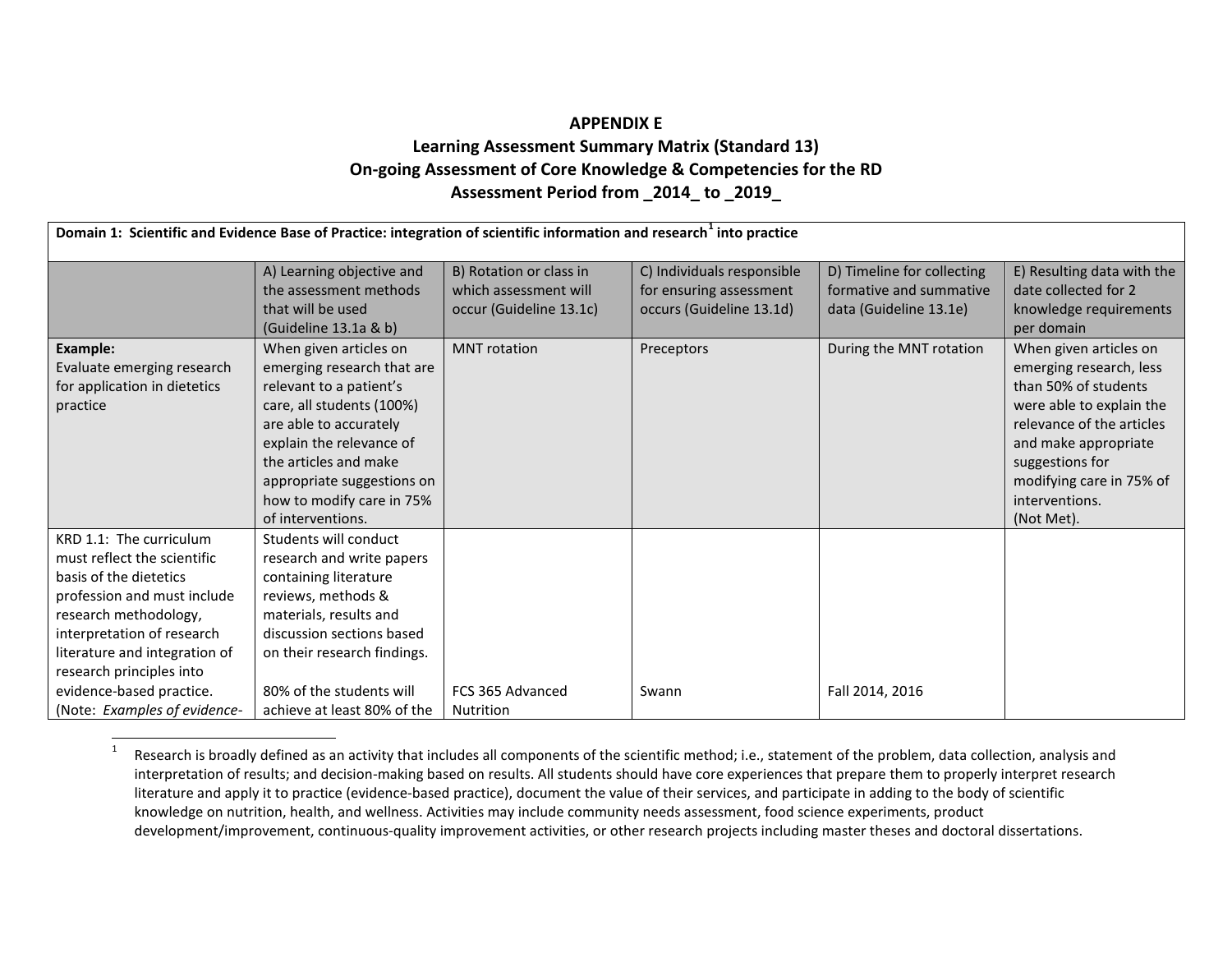# APPENDIX E

## Learning Assessment Summary Matrix (Standard 13)

## On-going Assessment of Core Knowledge & Competencies for the RD

## Assessment Period from _2014_ to _2019_

| Domain 1: Scientific and Evidence Base of Practice: integration of scientific information and research[1] into practice | | | | | |
|---|---|---|---|---|---|
| | A) Learning objective and the assessment methods that will be used (Guideline 13.1a & b) | B) Rotation or class in which assessment will occur (Guideline 13.1c) | C) Individuals responsible for ensuring assessment occurs (Guideline 13.1d) | D) Timeline for collecting formative and summative data (Guideline 13.1e) | E) Resulting data with the date collected for 2 knowledge requirements per domain |
| **Example:** Evaluate emerging research for application in dietetics practice | When given articles on emerging research that are relevant to a patient's care, all students (100%) are able to accurately explain the relevance of the articles and make appropriate suggestions on how to modify care in 75% of interventions. | MNT rotation | Preceptors | During the MNT rotation | When given articles on emerging research, less than 50% of students were able to explain the relevance of the articles and make appropriate suggestions for modifying care in 75% of interventions. (Not Met). |
| KRD 1.1: The curriculum must reflect the scientific basis of the dietetics profession and must include research methodology, interpretation of research literature and integration of research principles into evidence-based practice. (Note: *Examples of evidence-* | Students will conduct research and write papers containing literature reviews, methods & materials, results and discussion sections based on their research findings.<br><br>80% of the students will achieve at least 80% of the | FCS 365 Advanced Nutrition | Swann | Fall 2014, 2016 | |

[1] Research is broadly defined as an activity that includes all components of the scientific method; i.e., statement of the problem, data collection, analysis and interpretation of results; and decision-making based on results. All students should have core experiences that prepare them to properly interpret research literature and apply it to practice (evidence-based practice), document the value of their services, and participate in adding to the body of scientific knowledge on nutrition, health, and wellness. Activities may include community needs assessment, food science experiments, product development/improvement, continuous-quality improvement activities, or other research projects including master theses and doctoral dissertations.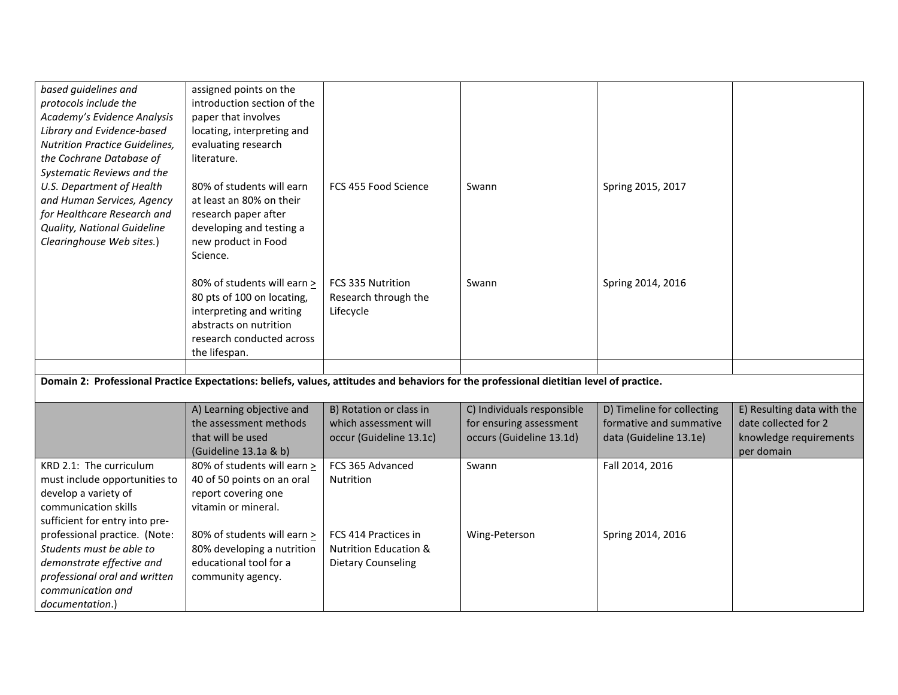| | | | | | |
|---|---|---|---|---|---|
| *based guidelines and protocols include the Academy's Evidence Analysis Library and Evidence-based Nutrition Practice Guidelines, the Cochrane Database of Systematic Reviews and the U.S. Department of Health and Human Services, Agency for Healthcare Research and Quality, National Guideline Clearinghouse Web sites.*) | assigned points on the introduction section of the paper that involves locating, interpreting and evaluating research literature.<br><br>80% of students will earn at least an 80% on their research paper after developing and testing a new product in Food Science.<br><br>80% of students will earn ≥ 80 pts of 100 on locating, interpreting and writing abstracts on nutrition research conducted across the lifespan. | <br><br><br><br><br><br>FCS 455 Food Science<br><br><br><br><br><br>FCS 335 Nutrition Research through the Lifecycle | <br><br><br><br><br><br>Swann<br><br><br><br><br><br>Swann | <br><br><br><br><br><br>Spring 2015, 2017<br><br><br><br><br><br>Spring 2014, 2016 | |
| | | | | | |

**Domain 2: Professional Practice Expectations: beliefs, values, attitudes and behaviors for the professional dietitian level of practice.**

| | A) Learning objective and the assessment methods that will be used (Guideline 13.1a & b) | B) Rotation or class in which assessment will occur (Guideline 13.1c) | C) Individuals responsible for ensuring assessment occurs (Guideline 13.1d) | D) Timeline for collecting formative and summative data (Guideline 13.1e) | E) Resulting data with the date collected for 2 knowledge requirements per domain |
|---|---|---|---|---|---|
| KRD 2.1: The curriculum must include opportunities to develop a variety of communication skills sufficient for entry into pre-professional practice. (Note: *Students must be able to demonstrate effective and professional oral and written communication and documentation.*) | 80% of students will earn ≥ 40 of 50 points on an oral report covering one vitamin or mineral.<br><br>80% of students will earn ≥ 80% developing a nutrition educational tool for a community agency. | FCS 365 Advanced Nutrition<br><br><br>FCS 414 Practices in Nutrition Education & Dietary Counseling | Swann<br><br><br><br>Wing-Peterson | Fall 2014, 2016<br><br><br><br>Spring 2014, 2016 | |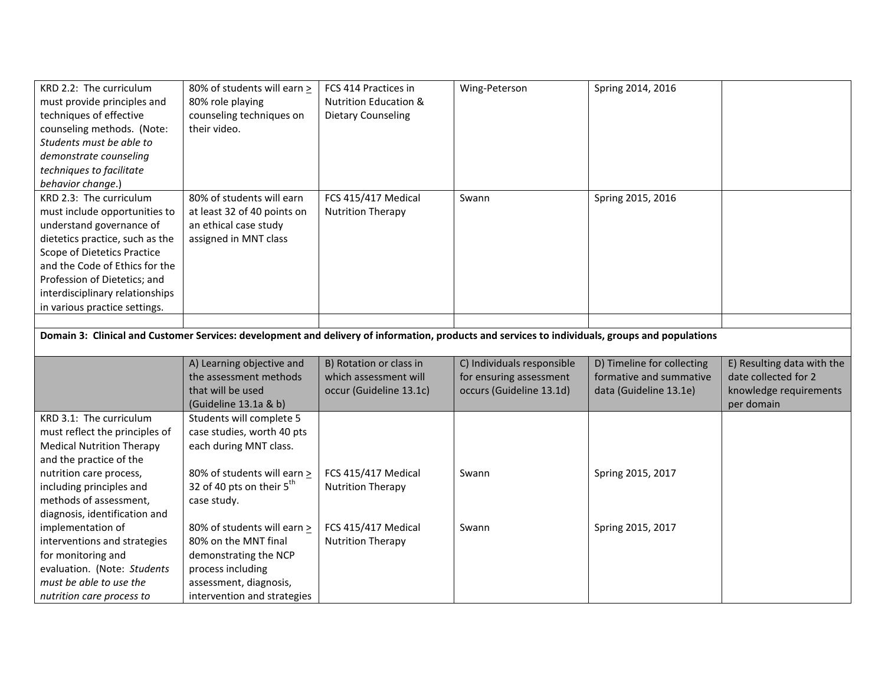| | | | | | |
|---|---|---|---|---|---|
| KRD 2.2: The curriculum must provide principles and techniques of effective counseling methods. (Note: *Students must be able to demonstrate counseling techniques to facilitate behavior change*.) | 80% of students will earn ≥ 80% role playing counseling techniques on their video. | FCS 414 Practices in Nutrition Education & Dietary Counseling | Wing-Peterson | Spring 2014, 2016 | |
| KRD 2.3: The curriculum must include opportunities to understand governance of dietetics practice, such as the Scope of Dietetics Practice and the Code of Ethics for the Profession of Dietetics; and interdisciplinary relationships in various practice settings. | 80% of students will earn at least 32 of 40 points on an ethical case study assigned in MNT class | FCS 415/417 Medical Nutrition Therapy | Swann | Spring 2015, 2016 | |
| | | | | | |
| **Domain 3: Clinical and Customer Services: development and delivery of information, products and services to individuals, groups and populations** | | | | | |
| | A) Learning objective and the assessment methods that will be used (Guideline 13.1a & b) | B) Rotation or class in which assessment will occur (Guideline 13.1c) | C) Individuals responsible for ensuring assessment occurs (Guideline 13.1d) | D) Timeline for collecting formative and summative data (Guideline 13.1e) | E) Resulting data with the date collected for 2 knowledge requirements per domain |
| KRD 3.1: The curriculum must reflect the principles of Medical Nutrition Therapy and the practice of the nutrition care process, including principles and methods of assessment, diagnosis, identification and implementation of interventions and strategies for monitoring and evaluation. (Note: *Students must be able to use the nutrition care process to* | Students will complete 5 case studies, worth 40 pts each during MNT class.<br><br>80% of students will earn ≥ 32 of 40 pts on their 5th case study.<br><br>80% of students will earn ≥ 80% on the MNT final demonstrating the NCP process including assessment, diagnosis, intervention and strategies | <br><br><br>FCS 415/417 Medical Nutrition Therapy<br><br><br>FCS 415/417 Medical Nutrition Therapy | <br><br><br>Swann<br><br><br>Swann | <br><br><br>Spring 2015, 2017<br><br><br>Spring 2015, 2017 | |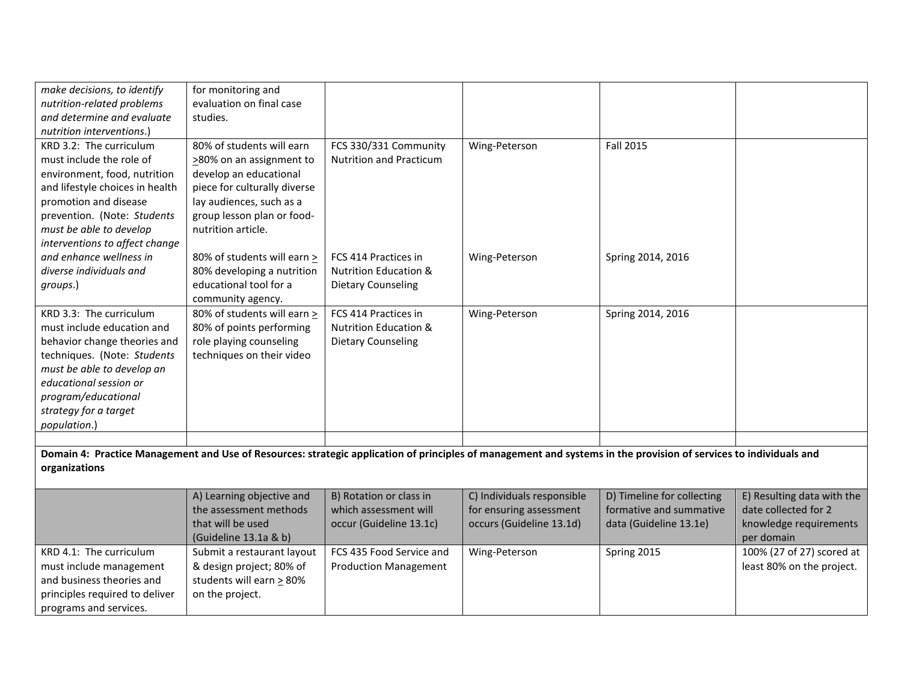| | | | | | |
|---|---|---|---|---|---|
| *make decisions, to identify nutrition-related problems and determine and evaluate nutrition interventions*.) | for monitoring and evaluation on final case studies. | | | | |
| KRD 3.2: The curriculum must include the role of environment, food, nutrition and lifestyle choices in health promotion and disease prevention. (Note: *Students must be able to develop interventions to affect change and enhance wellness in diverse individuals and groups*.) | 80% of students will earn ≥80% on an assignment to develop an educational piece for culturally diverse lay audiences, such as a group lesson plan or food-nutrition article.<br><br>80% of students will earn ≥ 80% developing a nutrition educational tool for a community agency. | FCS 330/331 Community Nutrition and Practicum<br><br>FCS 414 Practices in Nutrition Education & Dietary Counseling | Wing-Peterson<br><br>Wing-Peterson | Fall 2015<br><br>Spring 2014, 2016 | |
| KRD 3.3: The curriculum must include education and behavior change theories and techniques. (Note: *Students must be able to develop an educational session or program/educational strategy for a target population*.) | 80% of students will earn ≥ 80% of points performing role playing counseling techniques on their video | FCS 414 Practices in Nutrition Education & Dietary Counseling | Wing-Peterson | Spring 2014, 2016 | |
| | | | | | |

**Domain 4: Practice Management and Use of Resources: strategic application of principles of management and systems in the provision of services to individuals and organizations**

| | A) Learning objective and the assessment methods that will be used (Guideline 13.1a & b) | B) Rotation or class in which assessment will occur (Guideline 13.1c) | C) Individuals responsible for ensuring assessment occurs (Guideline 13.1d) | D) Timeline for collecting formative and summative data (Guideline 13.1e) | E) Resulting data with the date collected for 2 knowledge requirements per domain |
|---|---|---|---|---|---|
| KRD 4.1: The curriculum must include management and business theories and principles required to deliver programs and services. | Submit a restaurant layout & design project; 80% of students will earn ≥ 80% on the project. | FCS 435 Food Service and Production Management | Wing-Peterson | Spring 2015 | 100% (27 of 27) scored at least 80% on the project. |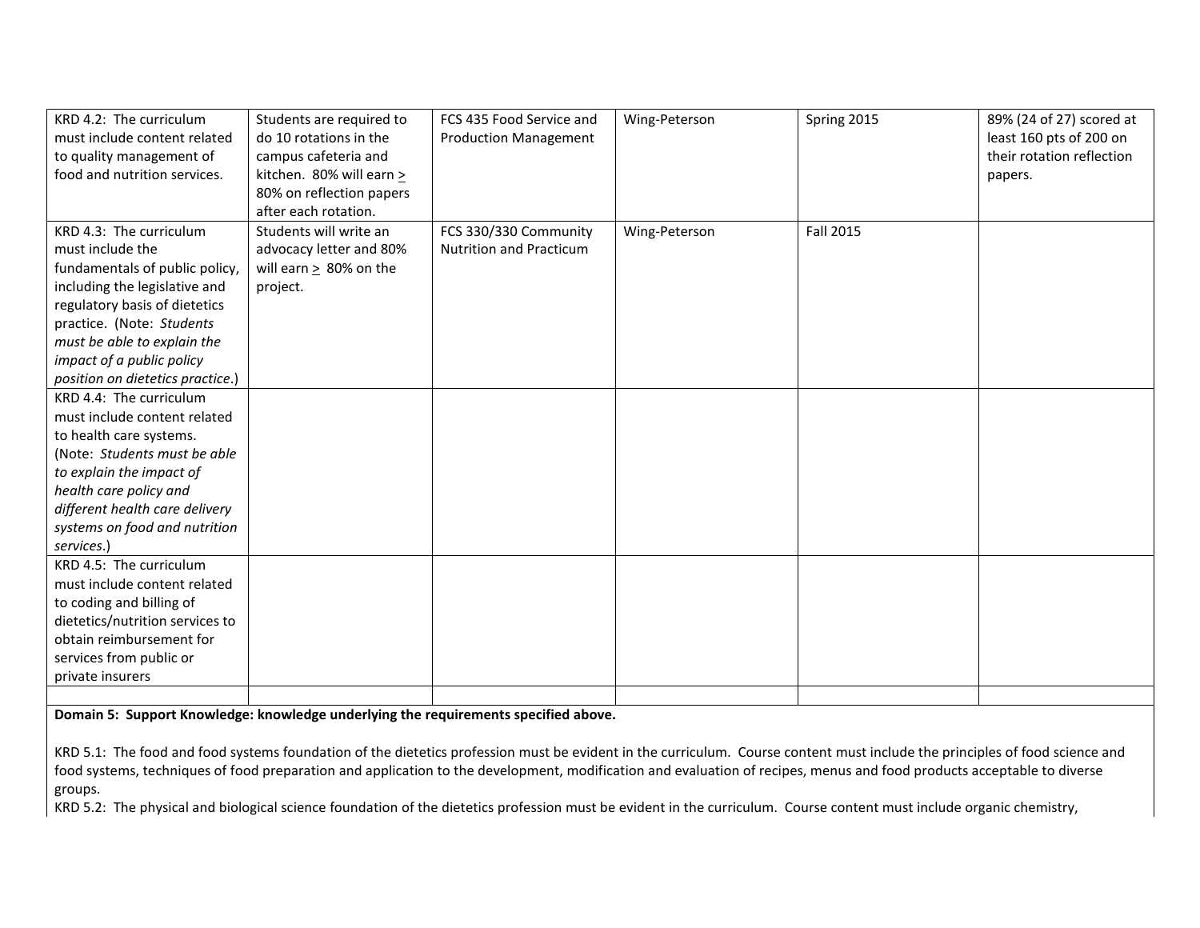| KRD 4.2: The curriculum must include content related to quality management of food and nutrition services. | Students are required to do 10 rotations in the campus cafeteria and kitchen. 80% will earn ≥ 80% on reflection papers after each rotation. | FCS 435 Food Service and Production Management | Wing-Peterson | Spring 2015 | 89% (24 of 27) scored at least 160 pts of 200 on their rotation reflection papers. |
|---|---|---|---|---|---|
| KRD 4.3: The curriculum must include the fundamentals of public policy, including the legislative and regulatory basis of dietetics practice. (Note: *Students must be able to explain the impact of a public policy position on dietetics practice*.) | Students will write an advocacy letter and 80% will earn ≥ 80% on the project. | FCS 330/330 Community Nutrition and Practicum | Wing-Peterson | Fall 2015 | |
| KRD 4.4: The curriculum must include content related to health care systems. (Note: *Students must be able to explain the impact of health care policy and different health care delivery systems on food and nutrition services*.) | | | | | |
| KRD 4.5: The curriculum must include content related to coding and billing of dietetics/nutrition services to obtain reimbursement for services from public or private insurers | | | | | |
| | | | | | |

**Domain 5: Support Knowledge: knowledge underlying the requirements specified above.**

KRD 5.1: The food and food systems foundation of the dietetics profession must be evident in the curriculum. Course content must include the principles of food science and food systems, techniques of food preparation and application to the development, modification and evaluation of recipes, menus and food products acceptable to diverse groups.

KRD 5.2: The physical and biological science foundation of the dietetics profession must be evident in the curriculum. Course content must include organic chemistry,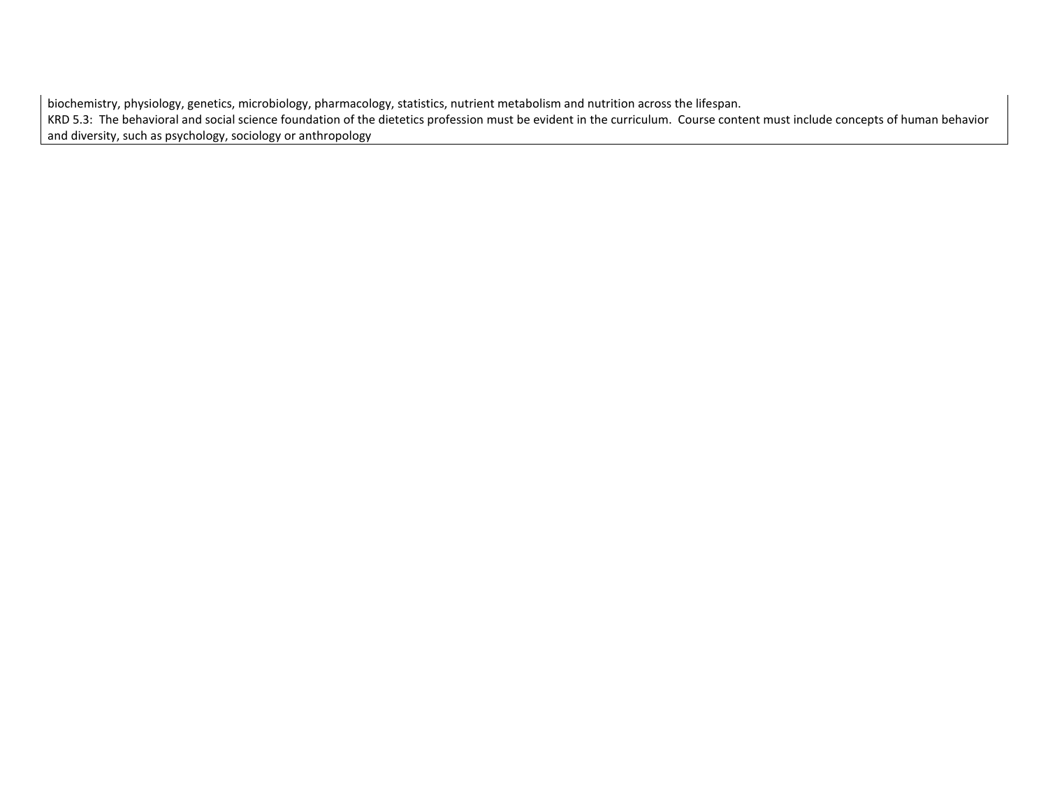| |
|---|
| biochemistry, physiology, genetics, microbiology, pharmacology, statistics, nutrient metabolism and nutrition across the lifespan.<br>KRD 5.3: The behavioral and social science foundation of the dietetics profession must be evident in the curriculum. Course content must include concepts of human behavior and diversity, such as psychology, sociology or anthropology |